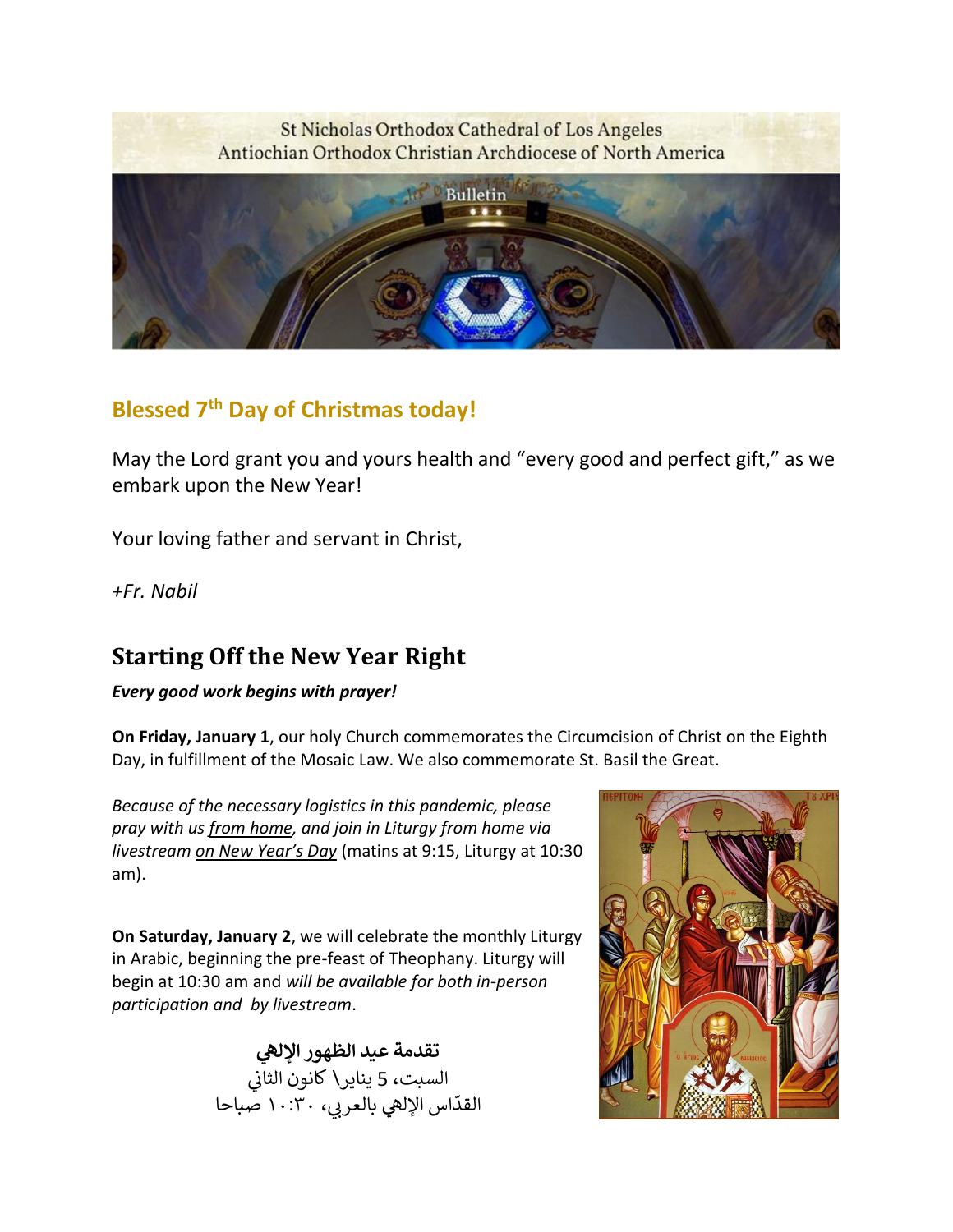St Nicholas Orthodox Cathedral of Los Angeles
Antiochian Orthodox Christian Archdiocese of North America

Bulletin

## Blessed 7th Day of Christmas today!

May the Lord grant you and yours health and "every good and perfect gift," as we embark upon the New Year!

Your loving father and servant in Christ,

*+Fr. Nabil*

## Starting Off the New Year Right

***Every good work begins with prayer!***

**On Friday, January 1**, our holy Church commemorates the Circumcision of Christ on the Eighth Day, in fulfillment of the Mosaic Law. We also commemorate St. Basil the Great.

*Because of the necessary logistics in this pandemic, please pray with us from home, and join in Liturgy from home via livestream on New Year's Day* (matins at 9:15, Liturgy at 10:30 am).

**On Saturday, January 2**, we will celebrate the monthly Liturgy in Arabic, beginning the pre-feast of Theophany. Liturgy will begin at 10:30 am and *will be available for both in-person participation and by livestream*.

**تقدمة عيد الظهور الإلهي**

السبت، 5 يناير\ كانون الثاني

القدّاس الإلهي بالعربي، ١٠:٣٠ صباحا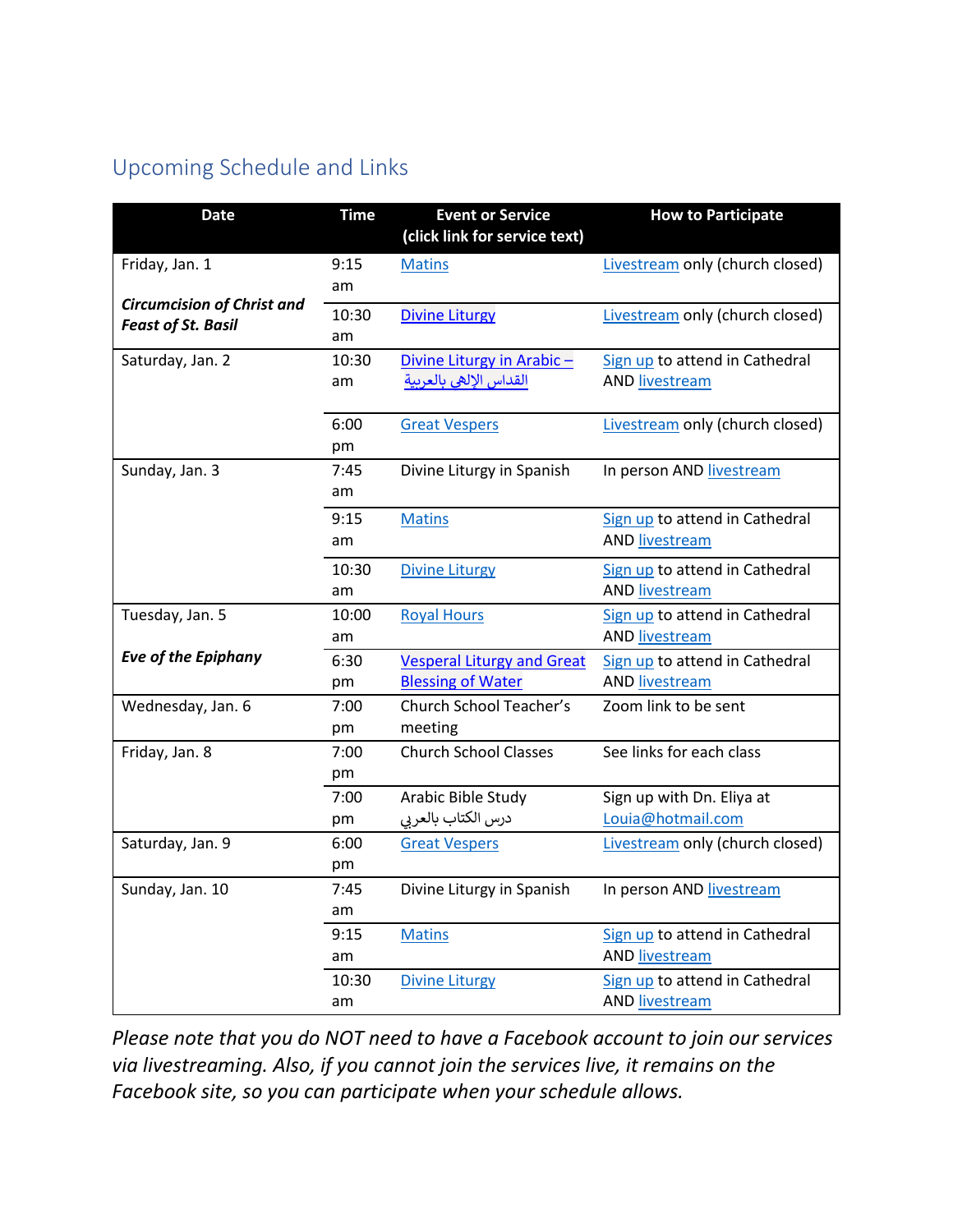## Upcoming Schedule and Links

| Date | Time | Event or Service (click link for service text) | How to Participate |
|---|---|---|---|
| Friday, Jan. 1 | 9:15 am | Matins | Livestream only (church closed) |
| ***Circumcision of Christ and Feast of St. Basil*** | 10:30 am | Divine Liturgy | Livestream only (church closed) |
| Saturday, Jan. 2 | 10:30 am | Divine Liturgy in Arabic – القداس الإلهي بالعربية | Sign up to attend in Cathedral AND livestream |
| | 6:00 pm | Great Vespers | Livestream only (church closed) |
| Sunday, Jan. 3 | 7:45 am | Divine Liturgy in Spanish | In person AND livestream |
| | 9:15 am | Matins | Sign up to attend in Cathedral AND livestream |
| | 10:30 am | Divine Liturgy | Sign up to attend in Cathedral AND livestream |
| Tuesday, Jan. 5 | 10:00 am | Royal Hours | Sign up to attend in Cathedral AND livestream |
| ***Eve of the Epiphany*** | 6:30 pm | Vesperal Liturgy and Great Blessing of Water | Sign up to attend in Cathedral AND livestream |
| Wednesday, Jan. 6 | 7:00 pm | Church School Teacher's meeting | Zoom link to be sent |
| Friday, Jan. 8 | 7:00 pm | Church School Classes | See links for each class |
| | 7:00 pm | Arabic Bible Study درس الكتاب بالعربي | Sign up with Dn. Eliya at Louia@hotmail.com |
| Saturday, Jan. 9 | 6:00 pm | Great Vespers | Livestream only (church closed) |
| Sunday, Jan. 10 | 7:45 am | Divine Liturgy in Spanish | In person AND livestream |
| | 9:15 am | Matins | Sign up to attend in Cathedral AND livestream |
| | 10:30 am | Divine Liturgy | Sign up to attend in Cathedral AND livestream |

*Please note that you do NOT need to have a Facebook account to join our services via livestreaming. Also, if you cannot join the services live, it remains on the Facebook site, so you can participate when your schedule allows.*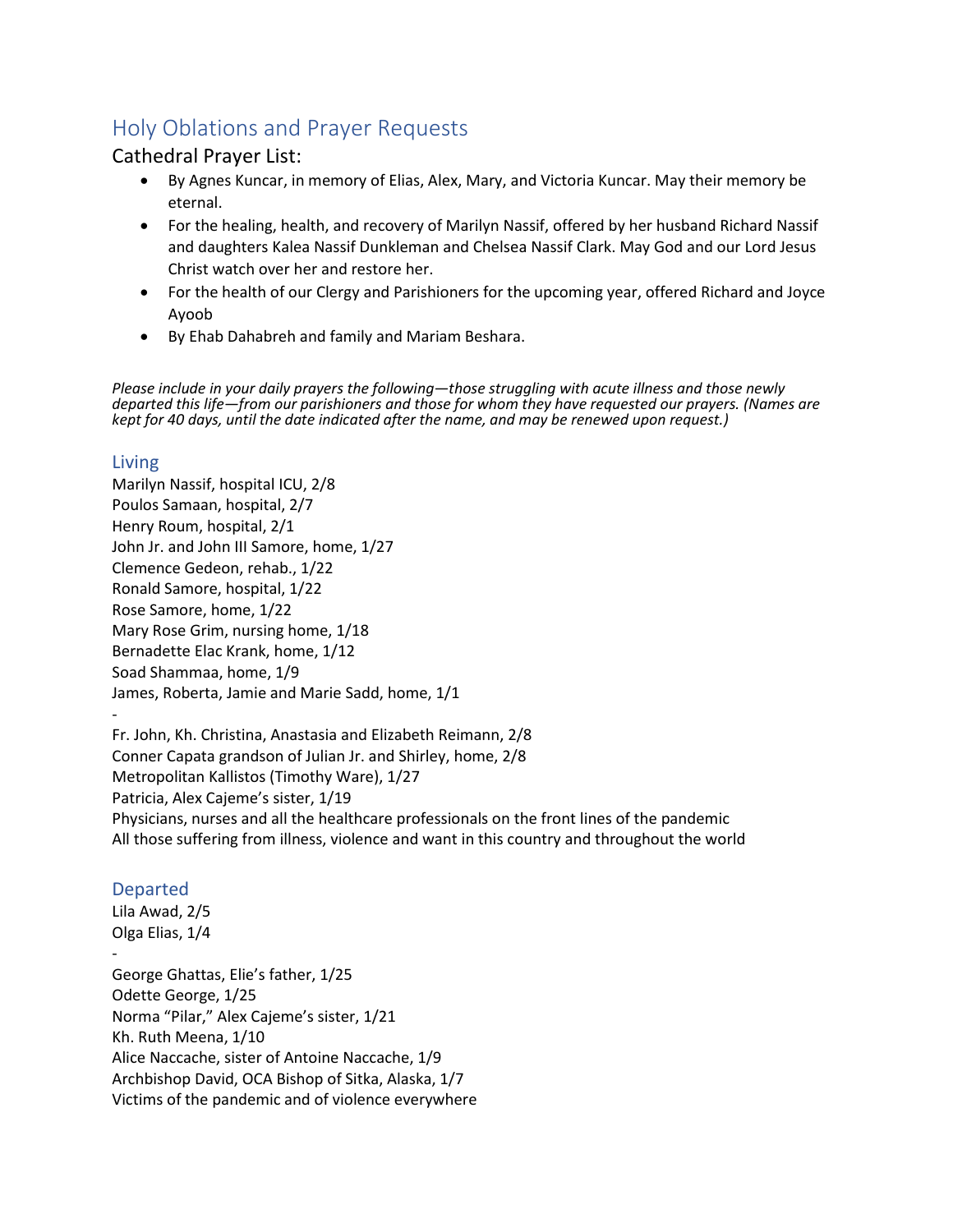# Holy Oblations and Prayer Requests

## Cathedral Prayer List:

- By Agnes Kuncar, in memory of Elias, Alex, Mary, and Victoria Kuncar. May their memory be eternal.
- For the healing, health, and recovery of Marilyn Nassif, offered by her husband Richard Nassif and daughters Kalea Nassif Dunkleman and Chelsea Nassif Clark. May God and our Lord Jesus Christ watch over her and restore her.
- For the health of our Clergy and Parishioners for the upcoming year, offered Richard and Joyce Ayoob
- By Ehab Dahabreh and family and Mariam Beshara.

*Please include in your daily prayers the following—those struggling with acute illness and those newly departed this life—from our parishioners and those for whom they have requested our prayers. (Names are kept for 40 days, until the date indicated after the name, and may be renewed upon request.)*

## Living

Marilyn Nassif, hospital ICU, 2/8
Poulos Samaan, hospital, 2/7
Henry Roum, hospital, 2/1
John Jr. and John III Samore, home, 1/27
Clemence Gedeon, rehab., 1/22
Ronald Samore, hospital, 1/22
Rose Samore, home, 1/22
Mary Rose Grim, nursing home, 1/18
Bernadette Elac Krank, home, 1/12
Soad Shammaa, home, 1/9
James, Roberta, Jamie and Marie Sadd, home, 1/1
-
Fr. John, Kh. Christina, Anastasia and Elizabeth Reimann, 2/8
Conner Capata grandson of Julian Jr. and Shirley, home, 2/8
Metropolitan Kallistos (Timothy Ware), 1/27
Patricia, Alex Cajeme's sister, 1/19
Physicians, nurses and all the healthcare professionals on the front lines of the pandemic
All those suffering from illness, violence and want in this country and throughout the world

## Departed

Lila Awad, 2/5
Olga Elias, 1/4
-
George Ghattas, Elie's father, 1/25
Odette George, 1/25
Norma "Pilar," Alex Cajeme's sister, 1/21
Kh. Ruth Meena, 1/10
Alice Naccache, sister of Antoine Naccache, 1/9
Archbishop David, OCA Bishop of Sitka, Alaska, 1/7
Victims of the pandemic and of violence everywhere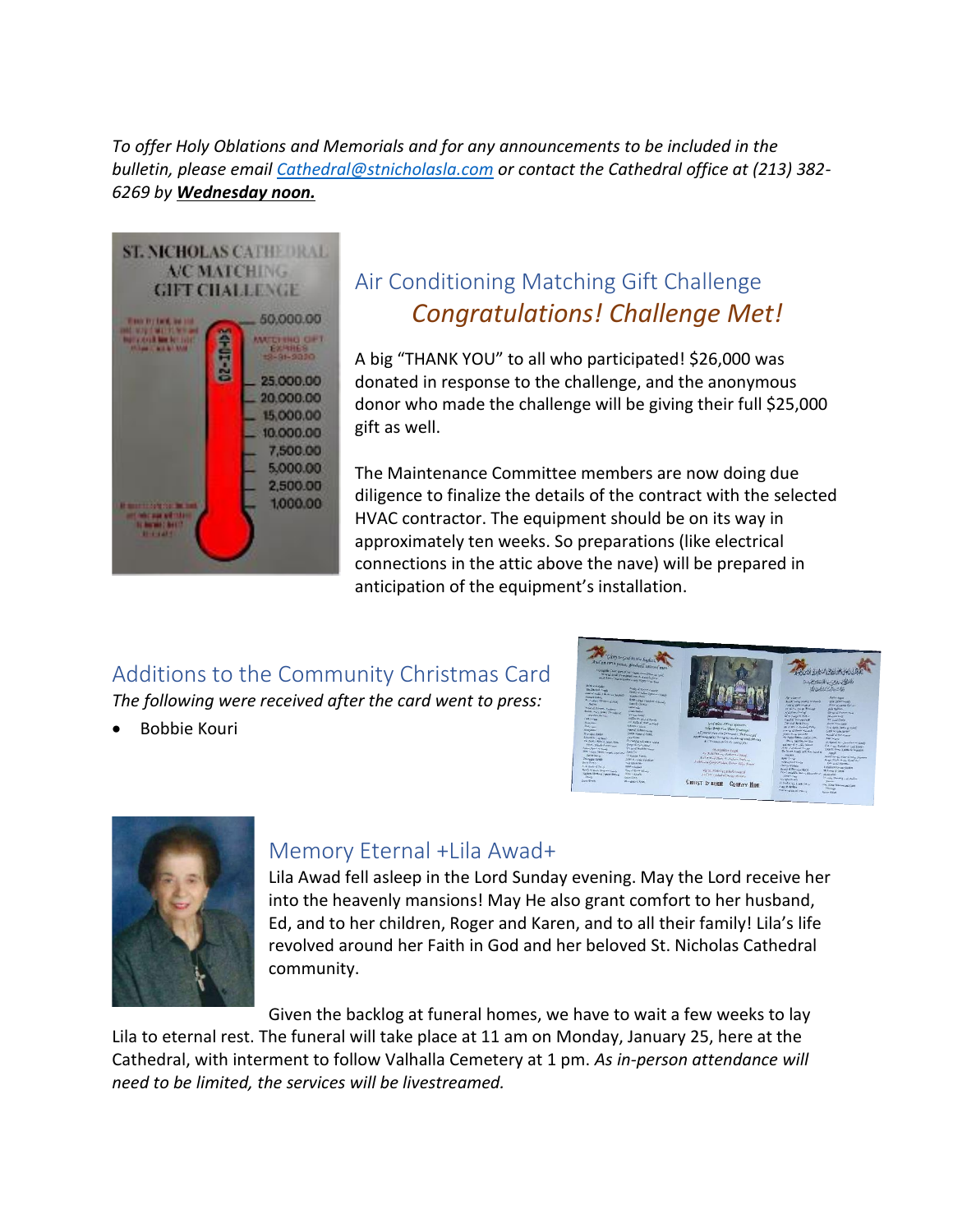*To offer Holy Oblations and Memorials and for any announcements to be included in the bulletin, please email Cathedral@stnicholasla.com or contact the Cathedral office at (213) 382-6269 by* ***Wednesday noon.***

## Air Conditioning Matching Gift Challenge

### *Congratulations! Challenge Met!*

A big "THANK YOU" to all who participated! $26,000 was donated in response to the challenge, and the anonymous donor who made the challenge will be giving their full $25,000 gift as well.

The Maintenance Committee members are now doing due diligence to finalize the details of the contract with the selected HVAC contractor. The equipment should be on its way in approximately ten weeks. So preparations (like electrical connections in the attic above the nave) will be prepared in anticipation of the equipment's installation.

## Additions to the Community Christmas Card

*The following were received after the card went to press:*

- Bobbie Kouri

## Memory Eternal +Lila Awad+

Lila Awad fell asleep in the Lord Sunday evening. May the Lord receive her into the heavenly mansions! May He also grant comfort to her husband, Ed, and to her children, Roger and Karen, and to all their family! Lila's life revolved around her Faith in God and her beloved St. Nicholas Cathedral community.

Given the backlog at funeral homes, we have to wait a few weeks to lay Lila to eternal rest. The funeral will take place at 11 am on Monday, January 25, here at the Cathedral, with interment to follow Valhalla Cemetery at 1 pm. *As in-person attendance will need to be limited, the services will be livestreamed.*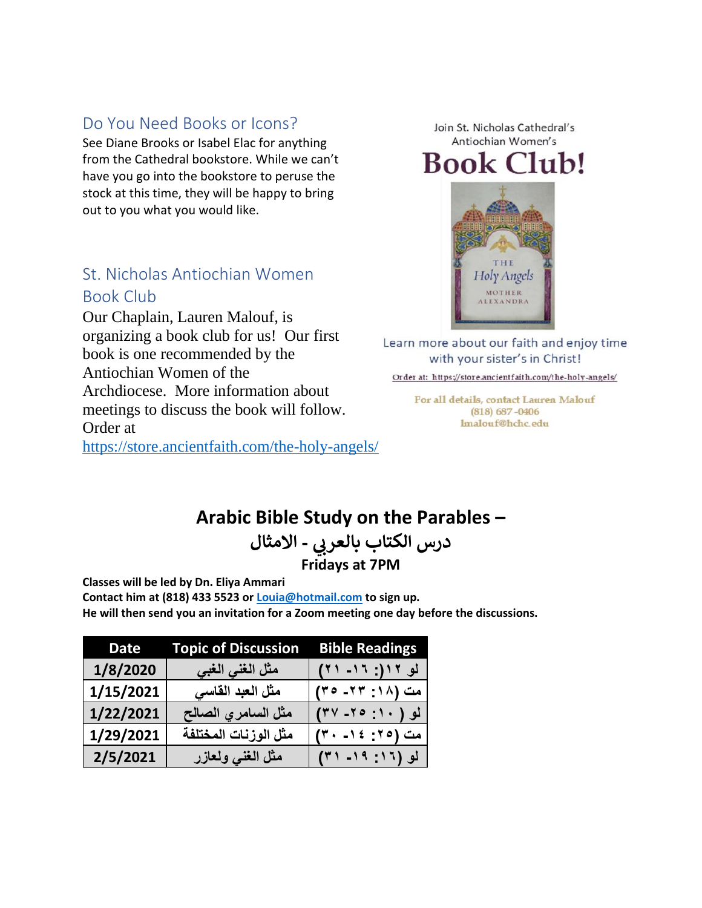## Do You Need Books or Icons?

See Diane Brooks or Isabel Elac for anything from the Cathedral bookstore. While we can't have you go into the bookstore to peruse the stock at this time, they will be happy to bring out to you what you would like.

## St. Nicholas Antiochian Women Book Club

Our Chaplain, Lauren Malouf, is organizing a book club for us! Our first book is one recommended by the Antiochian Women of the Archdiocese. More information about meetings to discuss the book will follow. Order at https://store.ancientfaith.com/the-holy-angels/

Join St. Nicholas Cathedral's Antiochian Women's

# Book Club!

THE Holy Angels MOTHER ALEXANDRA

Learn more about our faith and enjoy time with your sister's in Christ!

Order at: https://store.ancientfaith.com/the-holy-angels/

For all details, contact Lauren Malouf (818) 687-0406 lmalouf@hchc.edu

## Arabic Bible Study on the Parables – درس الكتاب بالعربي - الامثال

**Fridays at 7PM**

**Classes will be led by Dn. Eliya Ammari**
**Contact him at (818) 433 5523 or Louia@hotmail.com to sign up.**
**He will then send you an invitation for a Zoom meeting one day before the discussions.**

| Date | Topic of Discussion | Bible Readings |
|---|---|---|
| 1/8/2020 | مثل الغني الغبي | لو ١٢): ١٦- ٢١) |
| 1/15/2021 | مثل العبد القاسي | مت (١٨: ٢٣- ٣٥) |
| 1/22/2021 | مثل السامري الصالح | لو ( ١٠: ٢٥- ٣٧) |
| 1/29/2021 | مثل الوزنات المختلفة | مت (٢٥: ١٤- ٣٠) |
| 2/5/2021 | مثل الغني ولعازر | لو (١٦: ١٩- ٣١) |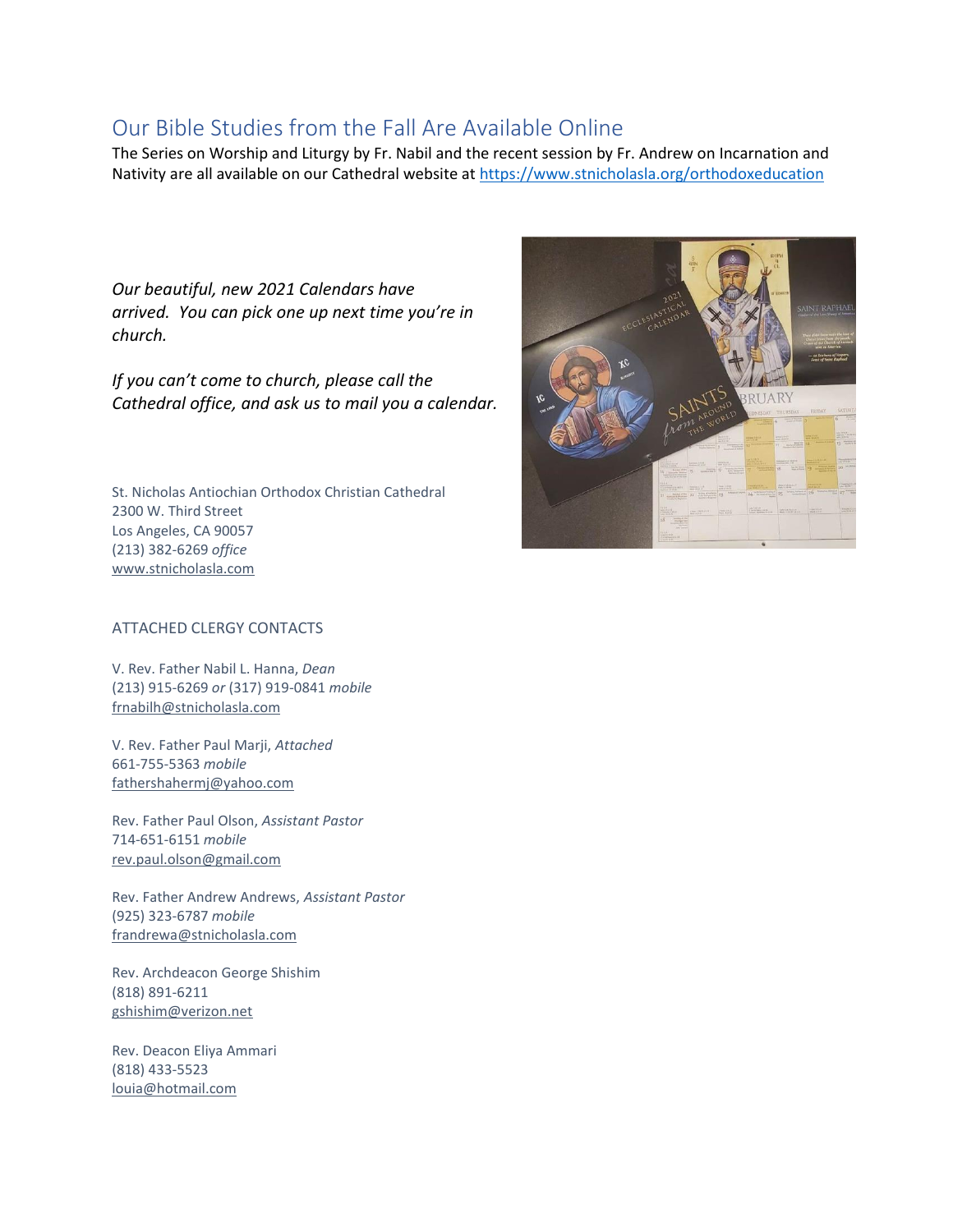## Our Bible Studies from the Fall Are Available Online

The Series on Worship and Liturgy by Fr. Nabil and the recent session by Fr. Andrew on Incarnation and Nativity are all available on our Cathedral website at https://www.stnicholasla.org/orthodoxeducation

*Our beautiful, new 2021 Calendars have arrived. You can pick one up next time you're in church.*

*If you can't come to church, please call the Cathedral office, and ask us to mail you a calendar.*

St. Nicholas Antiochian Orthodox Christian Cathedral
2300 W. Third Street
Los Angeles, CA 90057
(213) 382-6269 *office*
www.stnicholasla.com

ATTACHED CLERGY CONTACTS

V. Rev. Father Nabil L. Hanna, *Dean*
(213) 915-6269 *or* (317) 919-0841 *mobile*
frnabilh@stnicholasla.com

V. Rev. Father Paul Marji, *Attached*
661-755-5363 *mobile*
fathershahermj@yahoo.com

Rev. Father Paul Olson, *Assistant Pastor*
714-651-6151 *mobile*
rev.paul.olson@gmail.com

Rev. Father Andrew Andrews, *Assistant Pastor*
(925) 323-6787 *mobile*
frandrewa@stnicholasla.com

Rev. Archdeacon George Shishim
(818) 891-6211
gshishim@verizon.net

Rev. Deacon Eliya Ammari
(818) 433-5523
louia@hotmail.com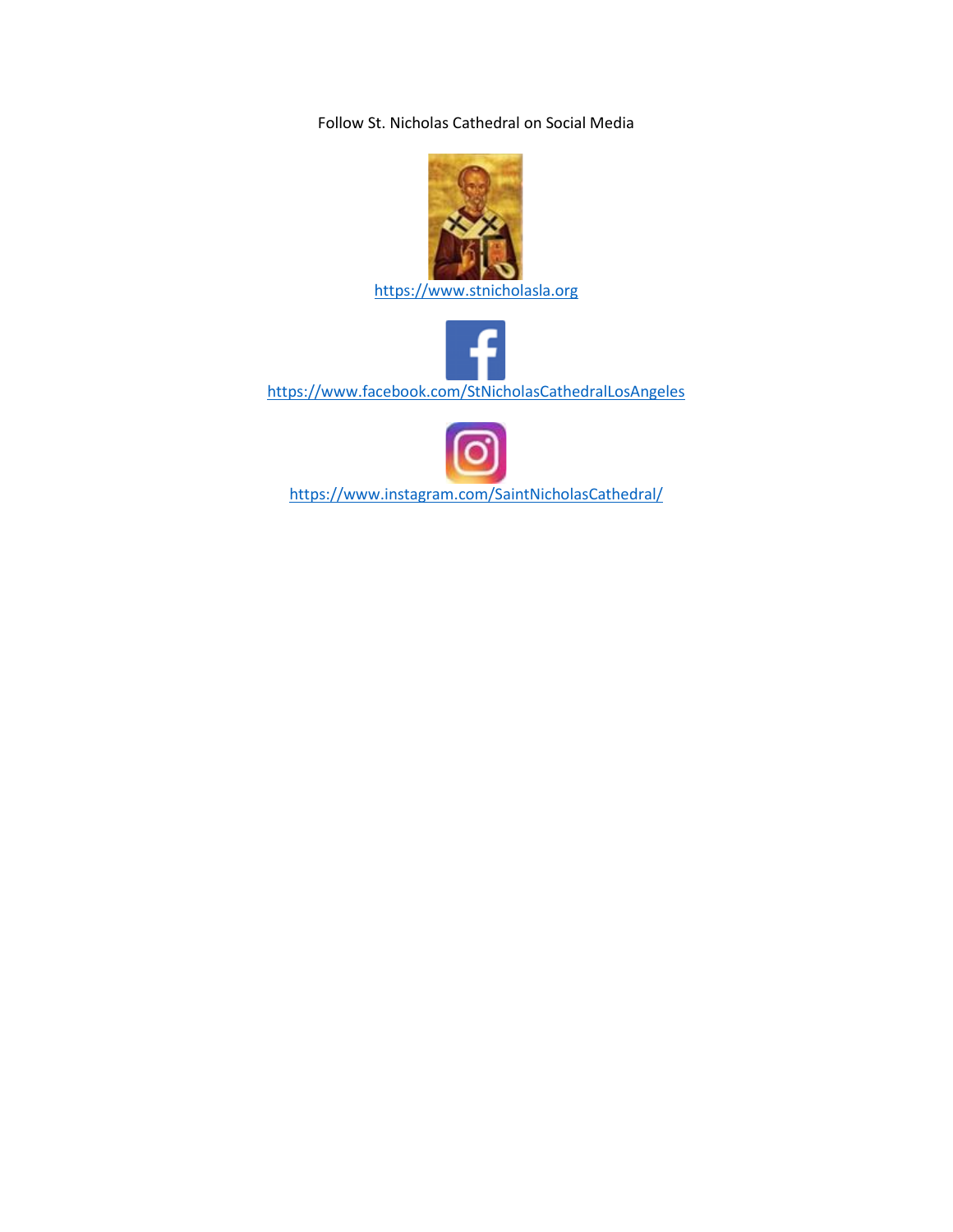Follow St. Nicholas Cathedral on Social Media

https://www.stnicholasla.org

https://www.facebook.com/StNicholasCathedralLosAngeles

https://www.instagram.com/SaintNicholasCathedral/